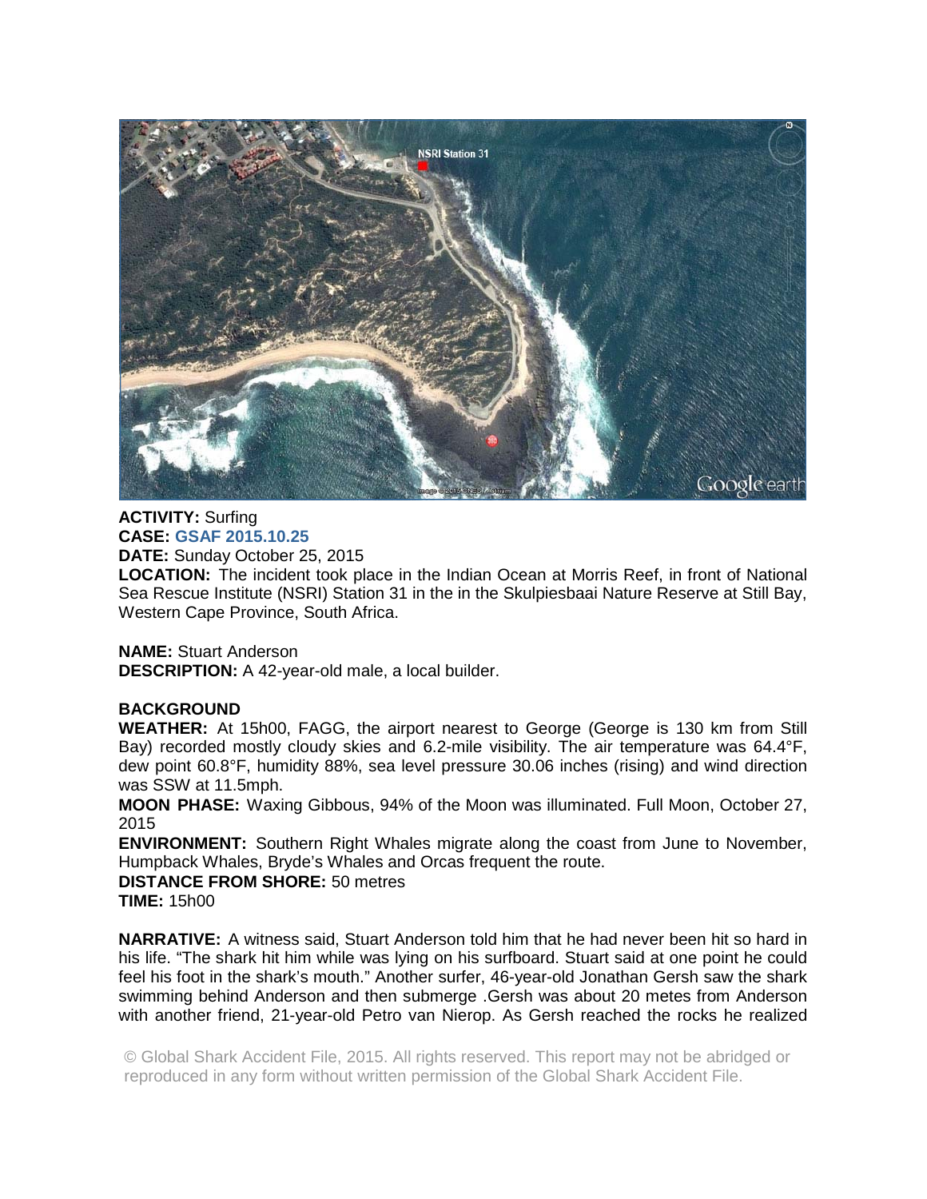**ACTIVITY:** Surfing
**CASE:** GSAF 2015.10.25
**DATE:** Sunday October 25, 2015
**LOCATION:** The incident took place in the Indian Ocean at Morris Reef, in front of National Sea Rescue Institute (NSRI) Station 31 in the in the Skulpiesbaai Nature Reserve at Still Bay, Western Cape Province, South Africa.

**NAME:** Stuart Anderson
**DESCRIPTION:** A 42-year-old male, a local builder.

**BACKGROUND**
**WEATHER:** At 15h00, FAGG, the airport nearest to George (George is 130 km from Still Bay) recorded mostly cloudy skies and 6.2-mile visibility. The air temperature was 64.4°F, dew point 60.8°F, humidity 88%, sea level pressure 30.06 inches (rising) and wind direction was SSW at 11.5mph.
**MOON PHASE:** Waxing Gibbous, 94% of the Moon was illuminated. Full Moon, October 27, 2015
**ENVIRONMENT:** Southern Right Whales migrate along the coast from June to November, Humpback Whales, Bryde's Whales and Orcas frequent the route.
**DISTANCE FROM SHORE:** 50 metres
**TIME:** 15h00

**NARRATIVE:** A witness said, Stuart Anderson told him that he had never been hit so hard in his life. "The shark hit him while was lying on his surfboard. Stuart said at one point he could feel his foot in the shark's mouth." Another surfer, 46-year-old Jonathan Gersh saw the shark swimming behind Anderson and then submerge .Gersh was about 20 metes from Anderson with another friend, 21-year-old Petro van Nierop. As Gersh reached the rocks he realized

© Global Shark Accident File, 2015. All rights reserved. This report may not be abridged or reproduced in any form without written permission of the Global Shark Accident File.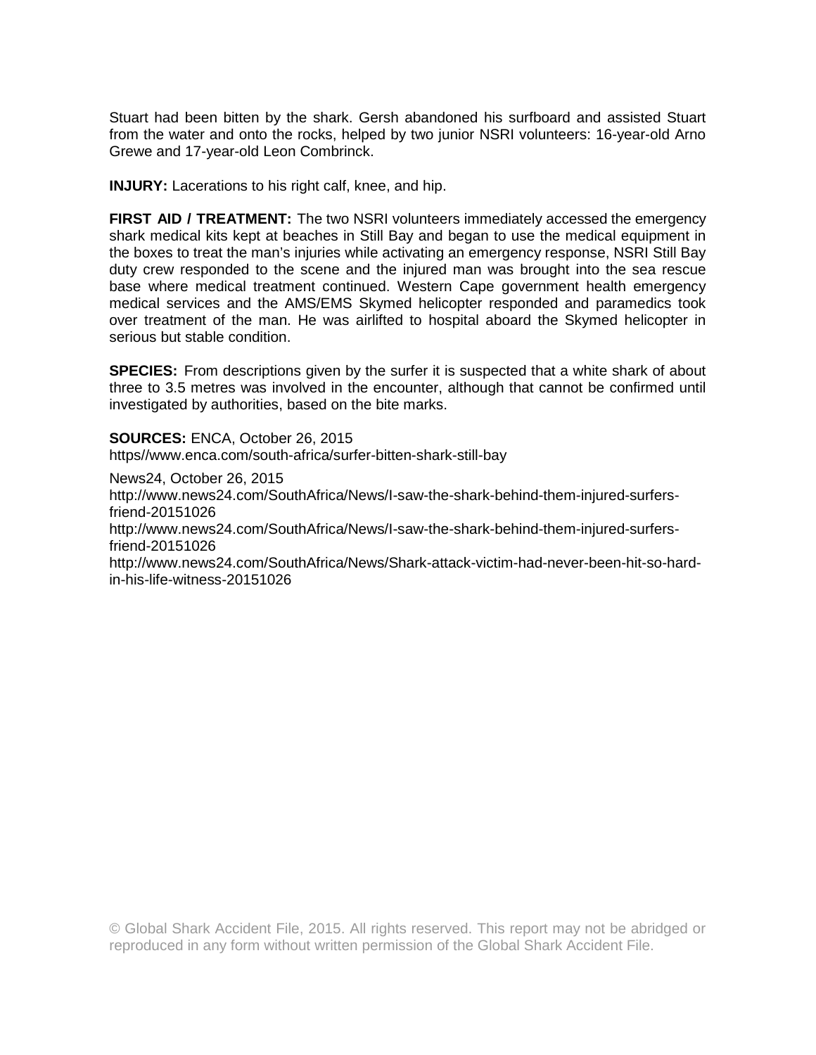Stuart had been bitten by the shark. Gersh abandoned his surfboard and assisted Stuart from the water and onto the rocks, helped by two junior NSRI volunteers: 16-year-old Arno Grewe and 17-year-old Leon Combrinck.

**INJURY:** Lacerations to his right calf, knee, and hip.

**FIRST AID / TREATMENT:** The two NSRI volunteers immediately accessed the emergency shark medical kits kept at beaches in Still Bay and began to use the medical equipment in the boxes to treat the man's injuries while activating an emergency response, NSRI Still Bay duty crew responded to the scene and the injured man was brought into the sea rescue base where medical treatment continued. Western Cape government health emergency medical services and the AMS/EMS Skymed helicopter responded and paramedics took over treatment of the man. He was airlifted to hospital aboard the Skymed helicopter in serious but stable condition.

**SPECIES:** From descriptions given by the surfer it is suspected that a white shark of about three to 3.5 metres was involved in the encounter, although that cannot be confirmed until investigated by authorities, based on the bite marks.

**SOURCES:** ENCA, October 26, 2015
https//www.enca.com/south-africa/surfer-bitten-shark-still-bay

News24, October 26, 2015
http://www.news24.com/SouthAfrica/News/I-saw-the-shark-behind-them-injured-surfers-friend-20151026
http://www.news24.com/SouthAfrica/News/I-saw-the-shark-behind-them-injured-surfers-friend-20151026
http://www.news24.com/SouthAfrica/News/Shark-attack-victim-had-never-been-hit-so-hard-in-his-life-witness-20151026

© Global Shark Accident File, 2015. All rights reserved. This report may not be abridged or reproduced in any form without written permission of the Global Shark Accident File.